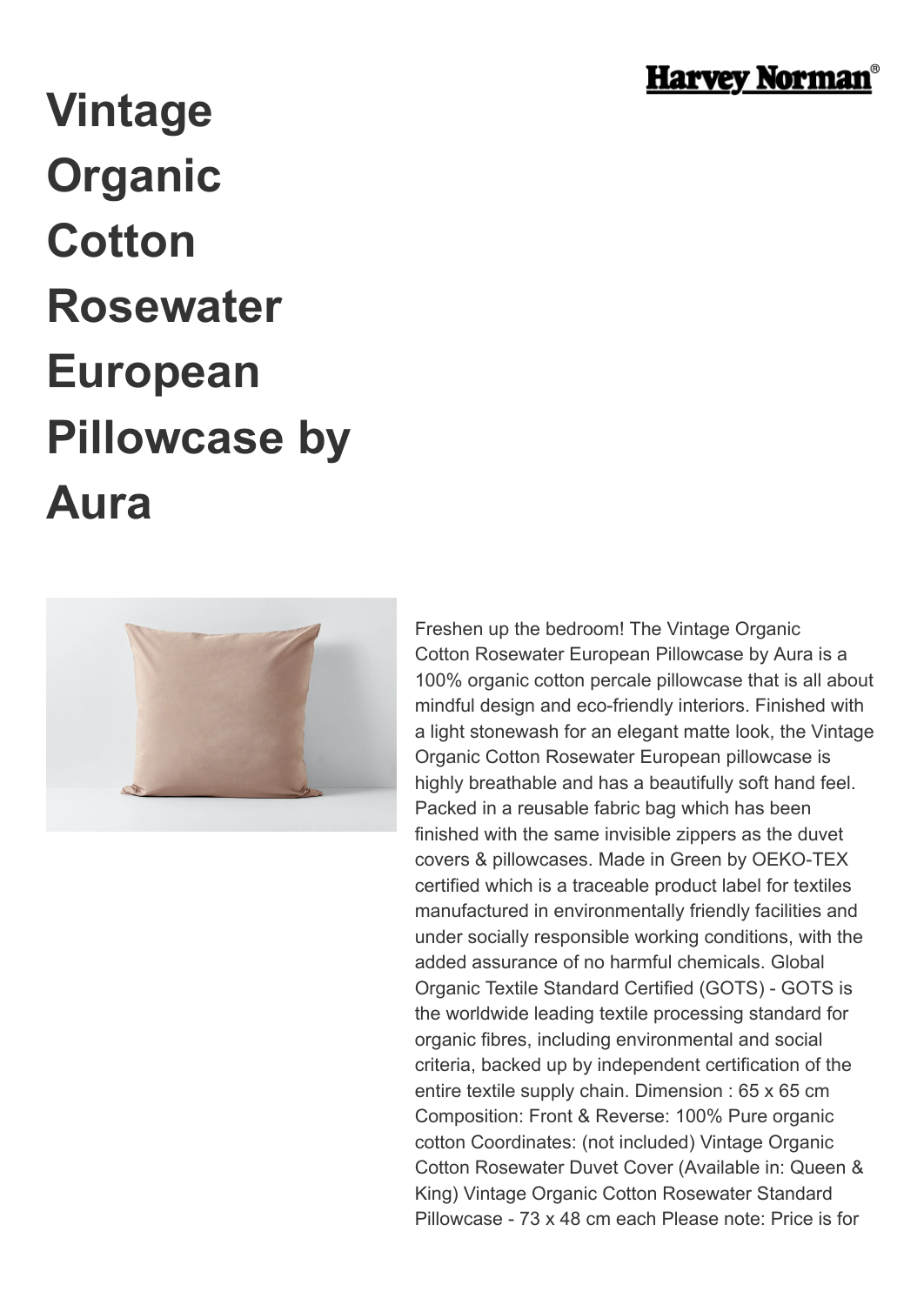# Vintage Organic Cotton Rosewater European Pillowcase by Aura

Freshen up the bedroom! The Vintage Organic Cotton Rosewater European Pillowcase by Aura is a 100% organic cotton percale pillowcase that is all about mindful design and eco-friendly interiors. Finished with a light stonewash for an elegant matte look, the Vintage Organic Cotton Rosewater European pillowcase is highly breathable and has a beautifully soft hand feel. Packed in a reusable fabric bag which has been finished with the same invisible zippers as the duvet covers & pillowcases. Made in Green by OEKO-TEX certified which is a traceable product label for textiles manufactured in environmentally friendly facilities and under socially responsible working conditions, with the added assurance of no harmful chemicals. Global Organic Textile Standard Certified (GOTS) - GOTS is the worldwide leading textile processing standard for organic fibres, including environmental and social criteria, backed up by independent certification of the entire textile supply chain. Dimension : 65 x 65 cm Composition: Front & Reverse: 100% Pure organic cotton Coordinates: (not included) Vintage Organic Cotton Rosewater Duvet Cover (Available in: Queen & King) Vintage Organic Cotton Rosewater Standard Pillowcase - 73 x 48 cm each Please note: Price is for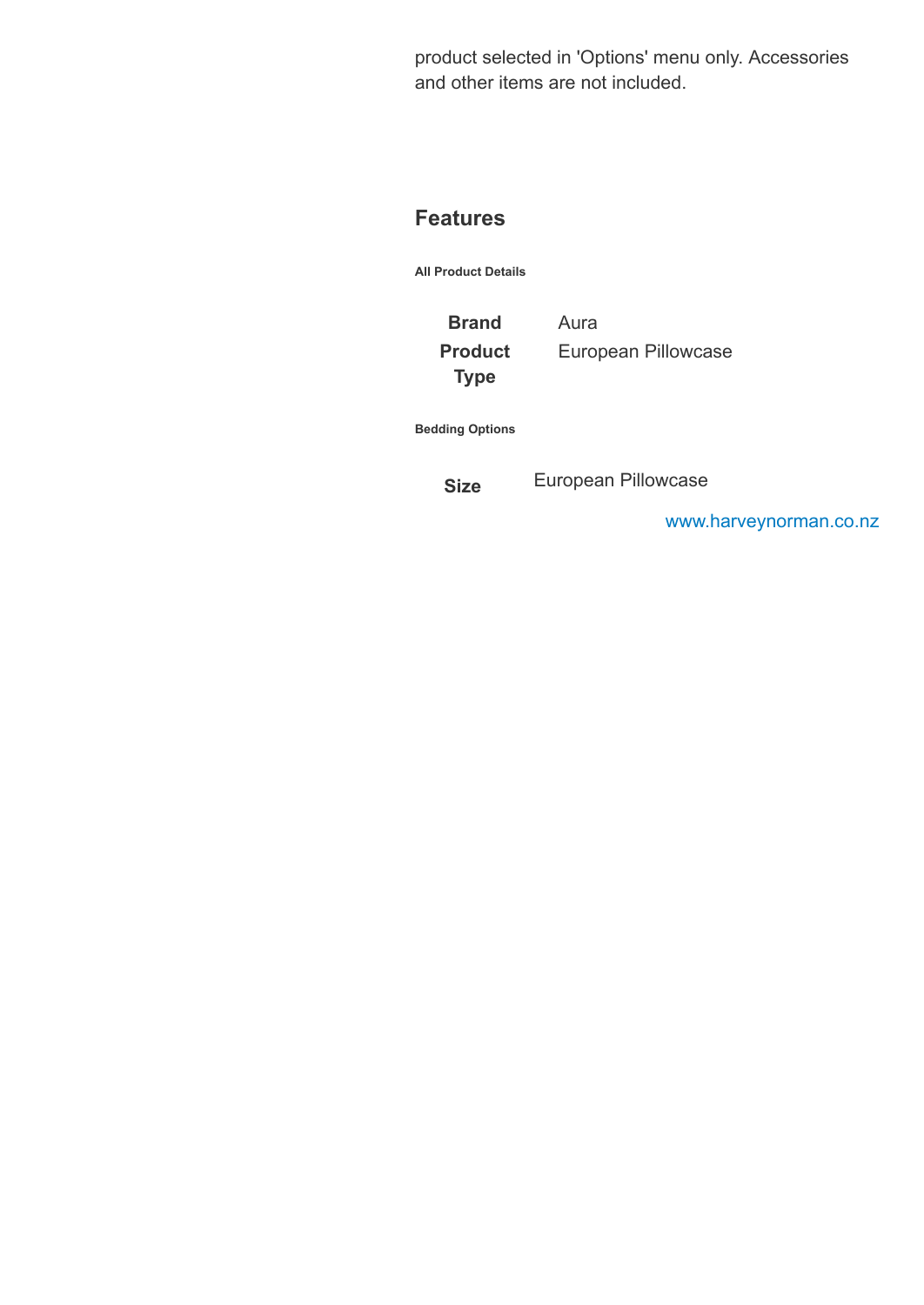product selected in 'Options' menu only. Accessories and other items are not included.

## Features

#### All Product Details

| | |
|---|---|
| **Brand** | Aura |
| **Product Type** | European Pillowcase |

#### Bedding Options

| | |
|---|---|
| **Size** | European Pillowcase |

www.harveynorman.co.nz